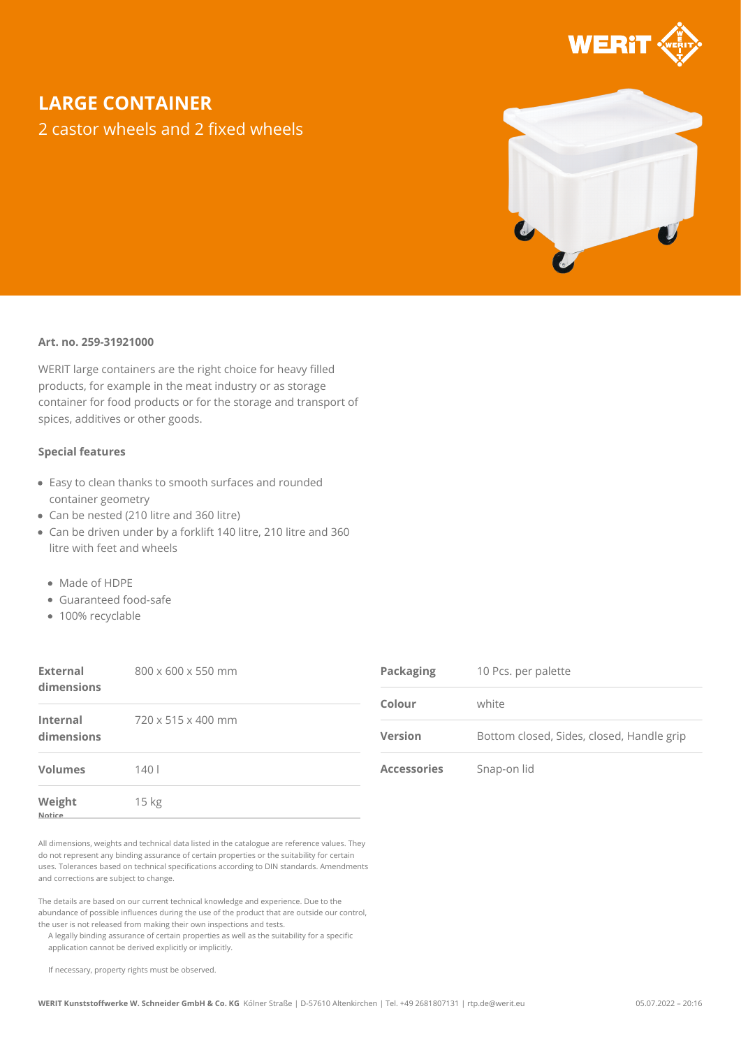# LARGE CONTAINER

## 2 castor wheels and 2 fixed wheels

**Art. no. 259-31921000**

WERIT large containers are the right choice for heavy filled products, for example in the meat industry or as storage container for food products or for the storage and transport of spices, additives or other goods.

### Special features

- Easy to clean thanks to smooth surfaces and rounded container geometry
- Can be nested (210 litre and 360 litre)
- Can be driven under by a forklift 140 litre, 210 litre and 360 litre with feet and wheels

  - Made of HDPE
  - Guaranteed food-safe
  - 100% recyclable

| | |
|---|---|
| **External dimensions** | 800 x 600 x 550 mm |
| **Internal dimensions** | 720 x 515 x 400 mm |
| **Volumes** | 140 l |
| **Weight** | 15 kg |

| | |
|---|---|
| **Packaging** | 10 Pcs. per palette |
| **Colour** | white |
| **Version** | Bottom closed, Sides, closed, Handle grip |
| **Accessories** | Snap-on lid |

**Notice**

All dimensions, weights and technical data listed in the catalogue are reference values. They do not represent any binding assurance of certain properties or the suitability for certain uses. Tolerances based on technical specifications according to DIN standards. Amendments and corrections are subject to change.

The details are based on our current technical knowledge and experience. Due to the abundance of possible influences during the use of the product that are outside our control, the user is not released from making their own inspections and tests.

A legally binding assurance of certain properties as well as the suitability for a specific application cannot be derived explicitly or implicitly.

If necessary, property rights must be observed.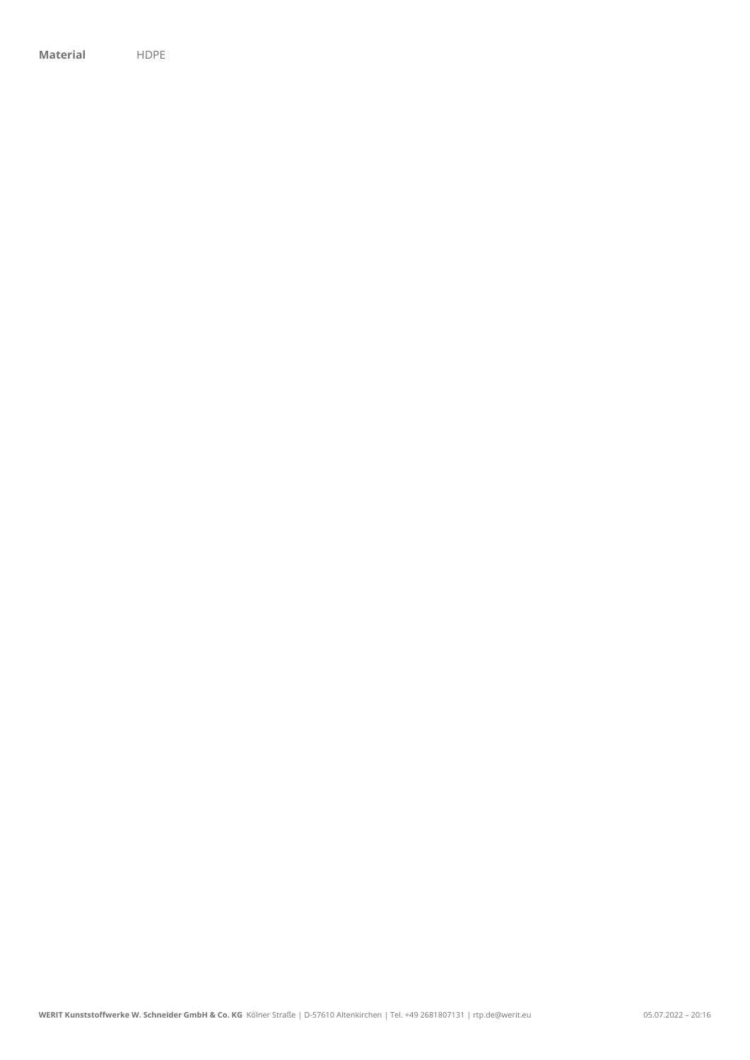| | |
|---|---|
| **Material** | HDPE |